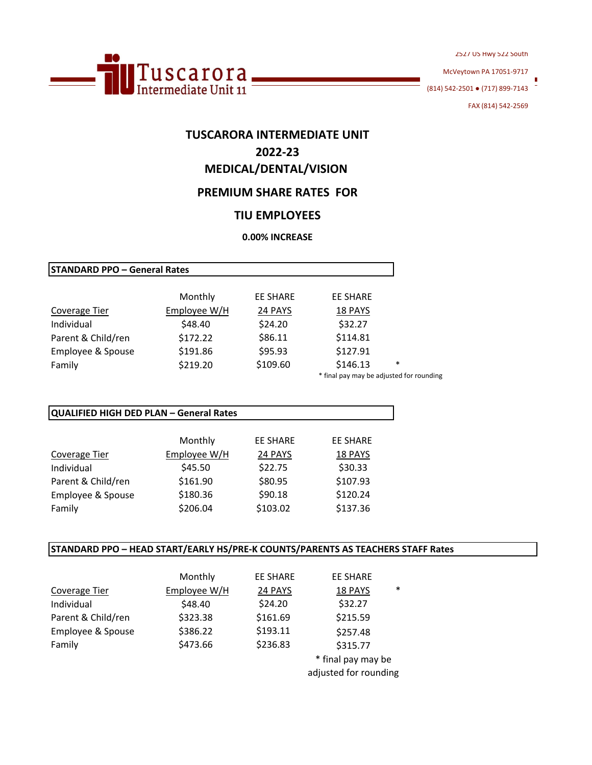Tuscarora Intermediate Unit 11

2527 US Hwy 522 South

McVeytown PA 17051-9717

(814) 542-2501 ● (717) 899-7143

FAX (814) 542-2569

# TUSCARORA INTERMEDIATE UNIT
# 2022-23
# MEDICAL/DENTAL/VISION

## PREMIUM SHARE RATES FOR

## TIU EMPLOYEES

**0.00% INCREASE**

**STANDARD PPO – General Rates**

| Coverage Tier | Monthly Employee W/H | EE SHARE 24 PAYS | EE SHARE 18 PAYS | |
|---|---|---|---|---|
| Individual | $48.40 | $24.20 | $32.27 | |
| Parent & Child/ren | $172.22 | $86.11 | $114.81 | |
| Employee & Spouse | $191.86 | $95.93 | $127.91 | |
| Family | $219.20 | $109.60 | $146.13 | * |

* final pay may be adjusted for rounding

**QUALIFIED HIGH DED PLAN – General Rates**

| Coverage Tier | Monthly Employee W/H | EE SHARE 24 PAYS | EE SHARE 18 PAYS |
|---|---|---|---|
| Individual | $45.50 | $22.75 | $30.33 |
| Parent & Child/ren | $161.90 | $80.95 | $107.93 |
| Employee & Spouse | $180.36 | $90.18 | $120.24 |
| Family | $206.04 | $103.02 | $137.36 |

**STANDARD PPO – HEAD START/EARLY HS/PRE-K COUNTS/PARENTS AS TEACHERS STAFF Rates**

| Coverage Tier | Monthly Employee W/H | EE SHARE 24 PAYS | EE SHARE 18 PAYS * |
|---|---|---|---|
| Individual | $48.40 | $24.20 | $32.27 |
| Parent & Child/ren | $323.38 | $161.69 | $215.59 |
| Employee & Spouse | $386.22 | $193.11 | $257.48 |
| Family | $473.66 | $236.83 | $315.77 |

* final pay may be adjusted for rounding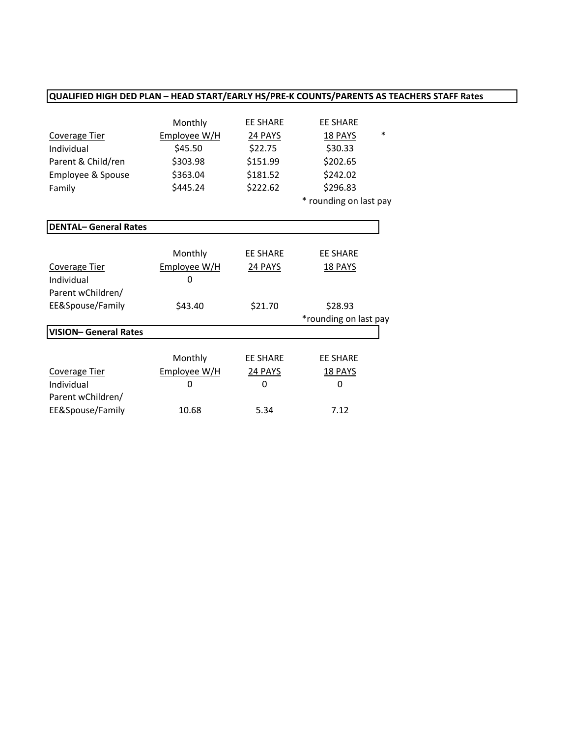**QUALIFIED HIGH DED PLAN – HEAD START/EARLY HS/PRE-K COUNTS/PARENTS AS TEACHERS STAFF Rates**

| Coverage Tier | Monthly Employee W/H | EE SHARE 24 PAYS | EE SHARE 18 PAYS * |
|---|---|---|---|
| Individual | $45.50 | $22.75 | $30.33 |
| Parent & Child/ren | $303.98 | $151.99 | $202.65 |
| Employee & Spouse | $363.04 | $181.52 | $242.02 |
| Family | $445.24 | $222.62 | $296.83 |

* rounding on last pay

**DENTAL– General Rates**

| Coverage Tier | Monthly Employee W/H | EE SHARE 24 PAYS | EE SHARE 18 PAYS |
|---|---|---|---|
| Individual | 0 | | |
| Parent wChildren/ EE&Spouse/Family | $43.40 | $21.70 | $28.93 |

*rounding on last pay

**VISION– General Rates**

| Coverage Tier | Monthly Employee W/H | EE SHARE 24 PAYS | EE SHARE 18 PAYS |
|---|---|---|---|
| Individual | 0 | 0 | 0 |
| Parent wChildren/ EE&Spouse/Family | 10.68 | 5.34 | 7.12 |